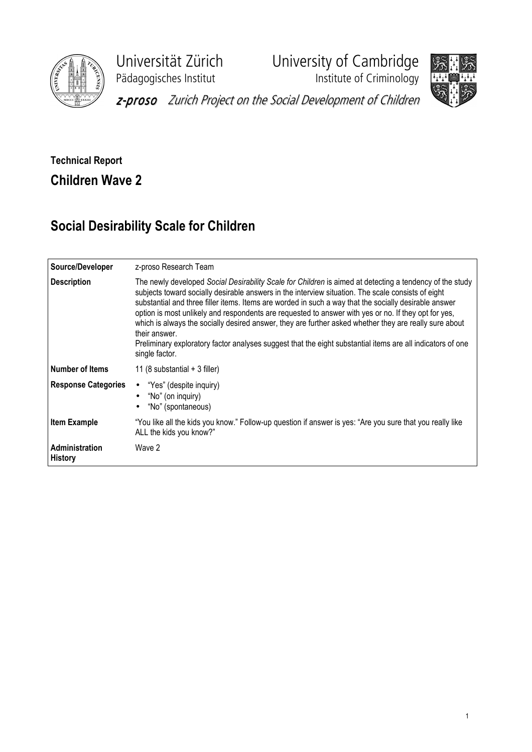Universität Zürich
Pädagogisches Institut

University of Cambridge
Institute of Criminology

*z-proso* *Zurich Project on the Social Development of Children*

**Technical Report**

## Children Wave 2

# Social Desirability Scale for Children

| **Source/Developer** | z-proso Research Team |
|---|---|
| **Description** | The newly developed *Social Desirability Scale for Children* is aimed at detecting a tendency of the study subjects toward socially desirable answers in the interview situation. The scale consists of eight substantial and three filler items. Items are worded in such a way that the socially desirable answer option is most unlikely and respondents are requested to answer with yes or no. If they opt for yes, which is always the socially desired answer, they are further asked whether they are really sure about their answer.<br>Preliminary exploratory factor analyses suggest that the eight substantial items are all indicators of one single factor. |
| **Number of Items** | 11 (8 substantial + 3 filler) |
| **Response Categories** | • "Yes" (despite inquiry)<br>• "No" (on inquiry)<br>• "No" (spontaneous) |
| **Item Example** | "You like all the kids you know." Follow-up question if answer is yes: "Are you sure that you really like ALL the kids you know?" |
| **Administration History** | Wave 2 |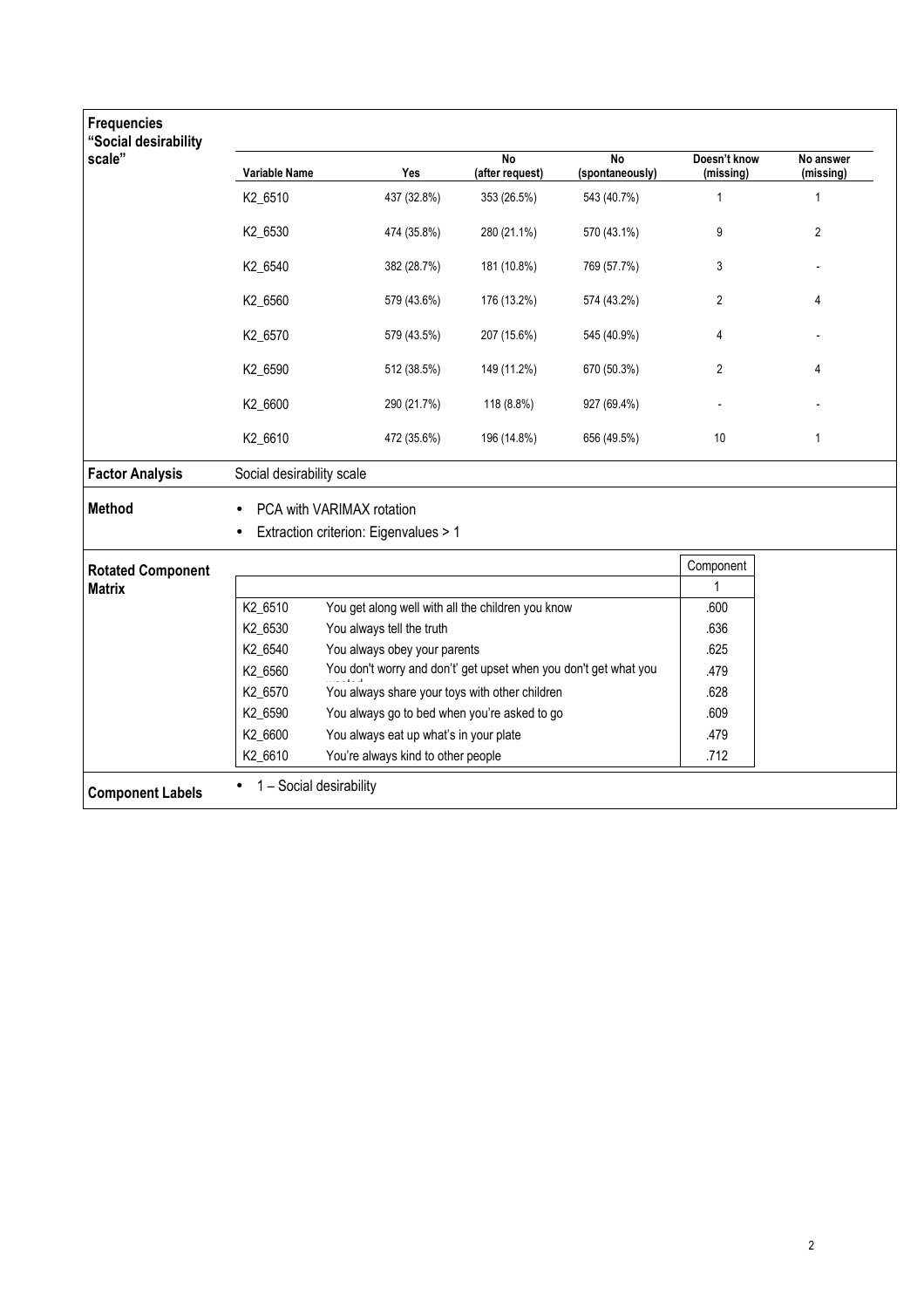**Frequencies "Social desirability scale"**

| Variable Name | Yes | No (after request) | No (spontaneously) | Doesn't know (missing) | No answer (missing) |
|---|---|---|---|---|---|
| K2_6510 | 437 (32.8%) | 353 (26.5%) | 543 (40.7%) | 1 | 1 |
| K2_6530 | 474 (35.8%) | 280 (21.1%) | 570 (43.1%) | 9 | 2 |
| K2_6540 | 382 (28.7%) | 181 (10.8%) | 769 (57.7%) | 3 | - |
| K2_6560 | 579 (43.6%) | 176 (13.2%) | 574 (43.2%) | 2 | 4 |
| K2_6570 | 579 (43.5%) | 207 (15.6%) | 545 (40.9%) | 4 | - |
| K2_6590 | 512 (38.5%) | 149 (11.2%) | 670 (50.3%) | 2 | 4 |
| K2_6600 | 290 (21.7%) | 118 (8.8%) | 927 (69.4%) | - | - |
| K2_6610 | 472 (35.6%) | 196 (14.8%) | 656 (49.5%) | 10 | 1 |

**Factor Analysis**

Social desirability scale

**Method**

- PCA with VARIMAX rotation
- Extraction criterion: Eigenvalues > 1

**Rotated Component Matrix**

| | | Component 1 |
|---|---|---|
| K2_6510 | You get along well with all the children you know | .600 |
| K2_6530 | You always tell the truth | .636 |
| K2_6540 | You always obey your parents | .625 |
| K2_6560 | You don't worry and don't' get upset when you don't get what you wanted | .479 |
| K2_6570 | You always share your toys with other children | .628 |
| K2_6590 | You always go to bed when you're asked to go | .609 |
| K2_6600 | You always eat up what's in your plate | .479 |
| K2_6610 | You're always kind to other people | .712 |

**Component Labels**

- 1 – Social desirability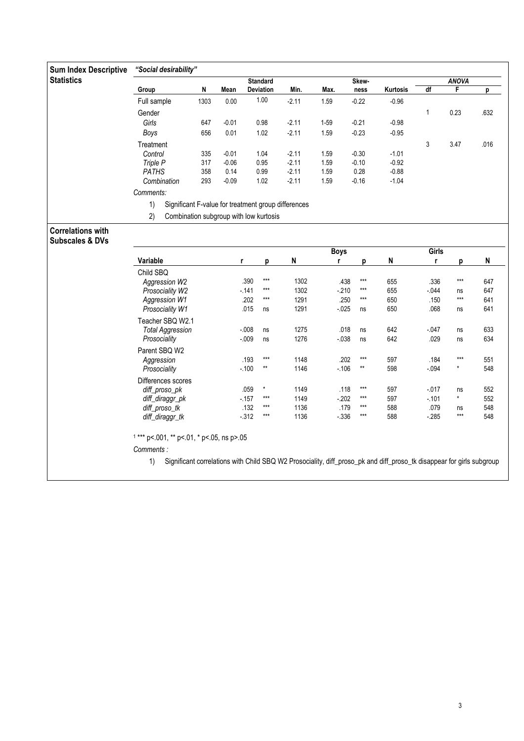## Sum Index Descriptive Statistics

***"Social desirability"***

| Group | N | Mean | Standard Deviation | Min. | Max. | Skew-ness | Kurtosis | ANOVA df | F | p |
|---|---|---|---|---|---|---|---|---|---|---|
| Full sample | 1303 | 0.00 | 1.00 | -2.11 | 1.59 | -0.22 | -0.96 | | | |
| Gender | | | | | | | | 1 | 0.23 | .632 |
| *Girls* | 647 | -0.01 | 0.98 | -2.11 | 1-59 | -0.21 | -0.98 | | | |
| *Boys* | 656 | 0.01 | 1.02 | -2.11 | 1.59 | -0.23 | -0.95 | | | |
| Treatment | | | | | | | | 3 | 3.47 | .016 |
| *Control* | 335 | -0.01 | 1.04 | -2.11 | 1.59 | -0.30 | -1.01 | | | |
| *Triple P* | 317 | -0.06 | 0.95 | -2.11 | 1.59 | -0.10 | -0.92 | | | |
| *PATHS* | 358 | 0.14 | 0.99 | -2.11 | 1.59 | 0.28 | -0.88 | | | |
| *Combination* | 293 | -0.09 | 1.02 | -2.11 | 1.59 | -0.16 | -1.04 | | | |

*Comments:*

1) Significant F-value for treatment group differences
2) Combination subgroup with low kurtosis

## Correlations with Subscales & DVs

| Variable | r | p | N | Boys r | p | N | Girls r | p | N |
|---|---|---|---|---|---|---|---|---|---|
| Child SBQ | | | | | | | | | |
| *Aggression W2* | .390 | *** | 1302 | .438 | *** | 655 | .336 | *** | 647 |
| *Prosociality W2* | -.141 | *** | 1302 | -.210 | *** | 655 | -.044 | ns | 647 |
| *Aggression W1* | .202 | *** | 1291 | .250 | *** | 650 | .150 | *** | 641 |
| *Prosociality W1* | .015 | ns | 1291 | -.025 | ns | 650 | .068 | ns | 641 |
| Teacher SBQ W2.1 | | | | | | | | | |
| *Total Aggression* | -.008 | ns | 1275 | .018 | ns | 642 | -.047 | ns | 633 |
| *Prosociality* | -.009 | ns | 1276 | -.038 | ns | 642 | .029 | ns | 634 |
| Parent SBQ W2 | | | | | | | | | |
| *Aggression* | .193 | *** | 1148 | .202 | *** | 597 | .184 | *** | 551 |
| *Prosociality* | -.100 | ** | 1146 | -.106 | ** | 598 | -.094 | * | 548 |
| Differences scores | | | | | | | | | |
| *diff_proso_pk* | .059 | * | 1149 | .118 | *** | 597 | -.017 | ns | 552 |
| *diff_diraggr_pk* | -.157 | *** | 1149 | -.202 | *** | 597 | -.101 | * | 552 |
| *diff_proso_tk* | .132 | *** | 1136 | .179 | *** | 588 | .079 | ns | 548 |
| *diff_diraggr_tk* | -.312 | *** | 1136 | -.336 | *** | 588 | -.285 | *** | 548 |

[1] *** p<.001, ** p<.01, * p<.05, ns p>.05

*Comments :*

1) Significant correlations with Child SBQ W2 Prosociality, diff_proso_pk and diff_proso_tk disappear for girls subgroup